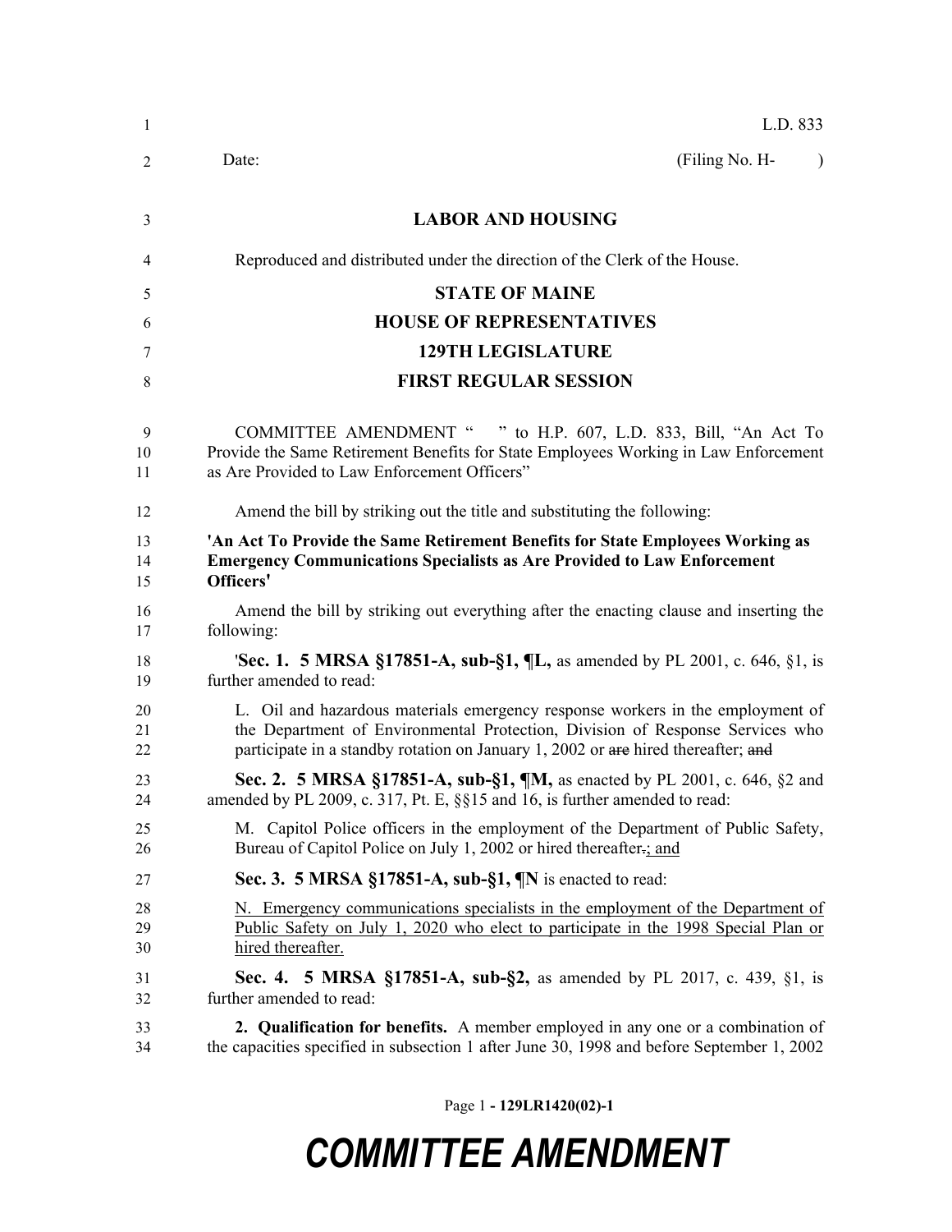L.D. 833

Date: (Filing No. H- )

# LABOR AND HOUSING

Reproduced and distributed under the direction of the Clerk of the House.

## STATE OF MAINE
## HOUSE OF REPRESENTATIVES
## 129TH LEGISLATURE
## FIRST REGULAR SESSION

COMMITTEE AMENDMENT " " to H.P. 607, L.D. 833, Bill, "An Act To Provide the Same Retirement Benefits for State Employees Working in Law Enforcement as Are Provided to Law Enforcement Officers"

Amend the bill by striking out the title and substituting the following:

**'An Act To Provide the Same Retirement Benefits for State Employees Working as Emergency Communications Specialists as Are Provided to Law Enforcement Officers'**

Amend the bill by striking out everything after the enacting clause and inserting the following:

'**Sec. 1. 5 MRSA §17851-A, sub-§1, ¶L,** as amended by PL 2001, c. 646, §1, is further amended to read:

L. Oil and hazardous materials emergency response workers in the employment of the Department of Environmental Protection, Division of Response Services who participate in a standby rotation on January 1, 2002 or ~~are~~ hired thereafter; ~~and~~

**Sec. 2. 5 MRSA §17851-A, sub-§1, ¶M,** as enacted by PL 2001, c. 646, §2 and amended by PL 2009, c. 317, Pt. E, §§15 and 16, is further amended to read:

M. Capitol Police officers in the employment of the Department of Public Safety, Bureau of Capitol Police on July 1, 2002 or hired thereafter~~.~~; and

**Sec. 3. 5 MRSA §17851-A, sub-§1, ¶N** is enacted to read:

N. Emergency communications specialists in the employment of the Department of Public Safety on July 1, 2020 who elect to participate in the 1998 Special Plan or hired thereafter.

**Sec. 4. 5 MRSA §17851-A, sub-§2,** as amended by PL 2017, c. 439, §1, is further amended to read:

**2. Qualification for benefits.** A member employed in any one or a combination of the capacities specified in subsection 1 after June 30, 1998 and before September 1, 2002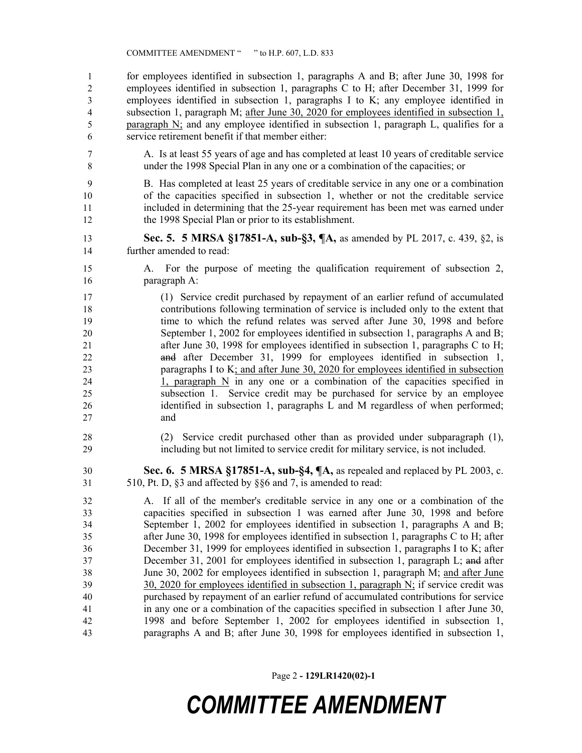for employees identified in subsection 1, paragraphs A and B; after June 30, 1998 for employees identified in subsection 1, paragraphs C to H; after December 31, 1999 for employees identified in subsection 1, paragraphs I to K; any employee identified in subsection 1, paragraph M; after June 30, 2020 for employees identified in subsection 1, paragraph N; and any employee identified in subsection 1, paragraph L, qualifies for a service retirement benefit if that member either:

A. Is at least 55 years of age and has completed at least 10 years of creditable service under the 1998 Special Plan in any one or a combination of the capacities; or

B. Has completed at least 25 years of creditable service in any one or a combination of the capacities specified in subsection 1, whether or not the creditable service included in determining that the 25-year requirement has been met was earned under the 1998 Special Plan or prior to its establishment.

**Sec. 5. 5 MRSA §17851-A, sub-§3, ¶A,** as amended by PL 2017, c. 439, §2, is further amended to read:

A. For the purpose of meeting the qualification requirement of subsection 2, paragraph A:

(1) Service credit purchased by repayment of an earlier refund of accumulated contributions following termination of service is included only to the extent that time to which the refund relates was served after June 30, 1998 and before September 1, 2002 for employees identified in subsection 1, paragraphs A and B; after June 30, 1998 for employees identified in subsection 1, paragraphs C to H; ~~and~~ after December 31, 1999 for employees identified in subsection 1, paragraphs I to K; and after June 30, 2020 for employees identified in subsection 1, paragraph N in any one or a combination of the capacities specified in subsection 1. Service credit may be purchased for service by an employee identified in subsection 1, paragraphs L and M regardless of when performed; and

(2) Service credit purchased other than as provided under subparagraph (1), including but not limited to service credit for military service, is not included.

**Sec. 6. 5 MRSA §17851-A, sub-§4, ¶A,** as repealed and replaced by PL 2003, c. 510, Pt. D, §3 and affected by §§6 and 7, is amended to read:

A. If all of the member's creditable service in any one or a combination of the capacities specified in subsection 1 was earned after June 30, 1998 and before September 1, 2002 for employees identified in subsection 1, paragraphs A and B; after June 30, 1998 for employees identified in subsection 1, paragraphs C to H; after December 31, 1999 for employees identified in subsection 1, paragraphs I to K; after December 31, 2001 for employees identified in subsection 1, paragraph L; ~~and~~ after June 30, 2002 for employees identified in subsection 1, paragraph M; and after June 30, 2020 for employees identified in subsection 1, paragraph N; if service credit was purchased by repayment of an earlier refund of accumulated contributions for service in any one or a combination of the capacities specified in subsection 1 after June 30, 1998 and before September 1, 2002 for employees identified in subsection 1, paragraphs A and B; after June 30, 1998 for employees identified in subsection 1,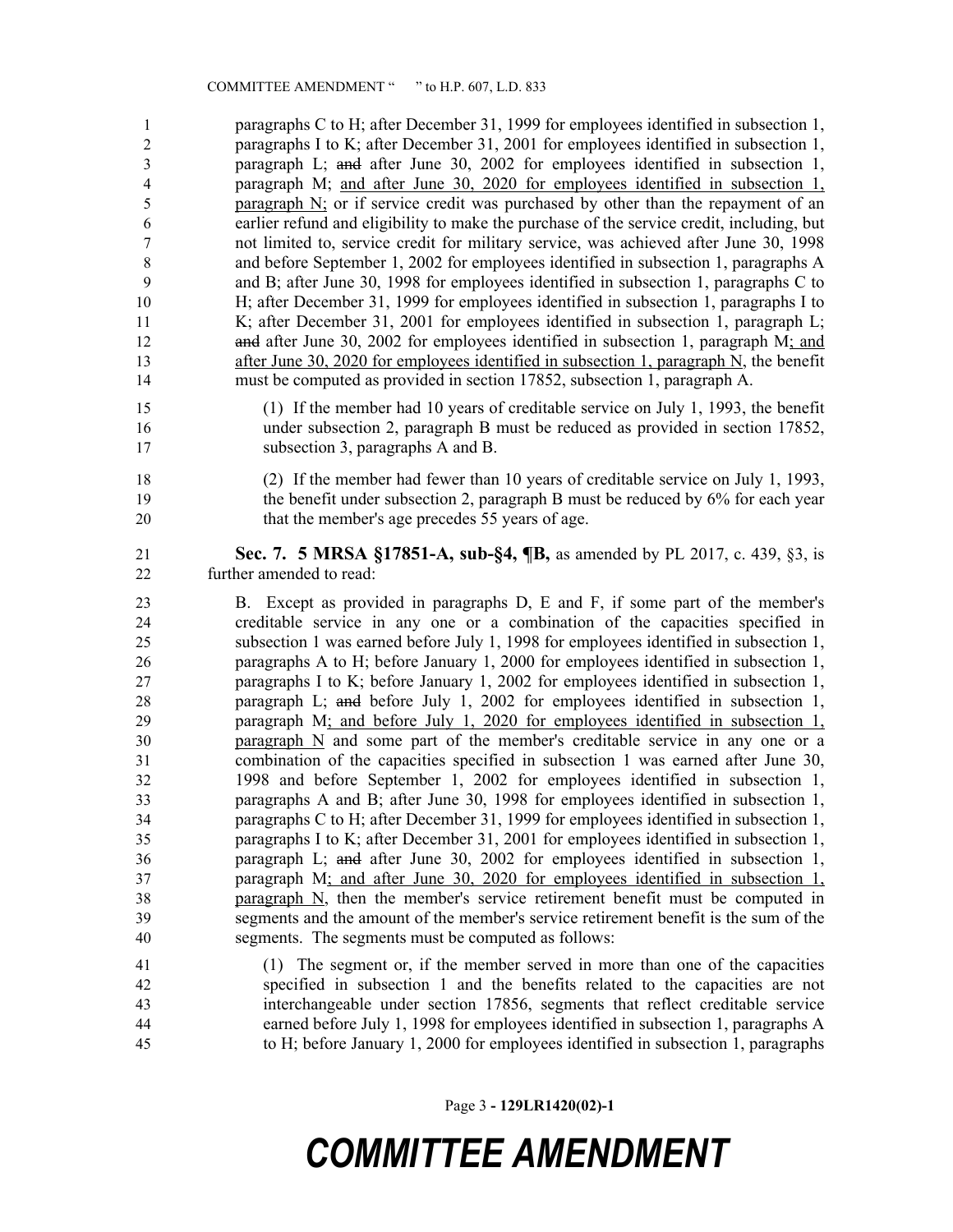paragraphs C to H; after December 31, 1999 for employees identified in subsection 1, paragraphs I to K; after December 31, 2001 for employees identified in subsection 1, paragraph L; ~~and~~ after June 30, 2002 for employees identified in subsection 1, paragraph M; <u>and after June 30, 2020 for employees identified in subsection 1, paragraph N;</u> or if service credit was purchased by other than the repayment of an earlier refund and eligibility to make the purchase of the service credit, including, but not limited to, service credit for military service, was achieved after June 30, 1998 and before September 1, 2002 for employees identified in subsection 1, paragraphs A and B; after June 30, 1998 for employees identified in subsection 1, paragraphs C to H; after December 31, 1999 for employees identified in subsection 1, paragraphs I to K; after December 31, 2001 for employees identified in subsection 1, paragraph L; ~~and~~ after June 30, 2002 for employees identified in subsection 1, paragraph M<u>; and after June 30, 2020 for employees identified in subsection 1, paragraph N</u>, the benefit must be computed as provided in section 17852, subsection 1, paragraph A.

(1) If the member had 10 years of creditable service on July 1, 1993, the benefit under subsection 2, paragraph B must be reduced as provided in section 17852, subsection 3, paragraphs A and B.

(2) If the member had fewer than 10 years of creditable service on July 1, 1993, the benefit under subsection 2, paragraph B must be reduced by 6% for each year that the member's age precedes 55 years of age.

**Sec. 7. 5 MRSA §17851-A, sub-§4, ¶B,** as amended by PL 2017, c. 439, §3, is further amended to read:

B. Except as provided in paragraphs D, E and F, if some part of the member's creditable service in any one or a combination of the capacities specified in subsection 1 was earned before July 1, 1998 for employees identified in subsection 1, paragraphs A to H; before January 1, 2000 for employees identified in subsection 1, paragraphs I to K; before January 1, 2002 for employees identified in subsection 1, paragraph L; ~~and~~ before July 1, 2002 for employees identified in subsection 1, paragraph M<u>; and before July 1, 2020 for employees identified in subsection 1, paragraph N</u> and some part of the member's creditable service in any one or a combination of the capacities specified in subsection 1 was earned after June 30, 1998 and before September 1, 2002 for employees identified in subsection 1, paragraphs A and B; after June 30, 1998 for employees identified in subsection 1, paragraphs C to H; after December 31, 1999 for employees identified in subsection 1, paragraphs I to K; after December 31, 2001 for employees identified in subsection 1, paragraph L; ~~and~~ after June 30, 2002 for employees identified in subsection 1, paragraph M<u>; and after June 30, 2020 for employees identified in subsection 1, paragraph N</u>, then the member's service retirement benefit must be computed in segments and the amount of the member's service retirement benefit is the sum of the segments. The segments must be computed as follows:

(1) The segment or, if the member served in more than one of the capacities specified in subsection 1 and the benefits related to the capacities are not interchangeable under section 17856, segments that reflect creditable service earned before July 1, 1998 for employees identified in subsection 1, paragraphs A to H; before January 1, 2000 for employees identified in subsection 1, paragraphs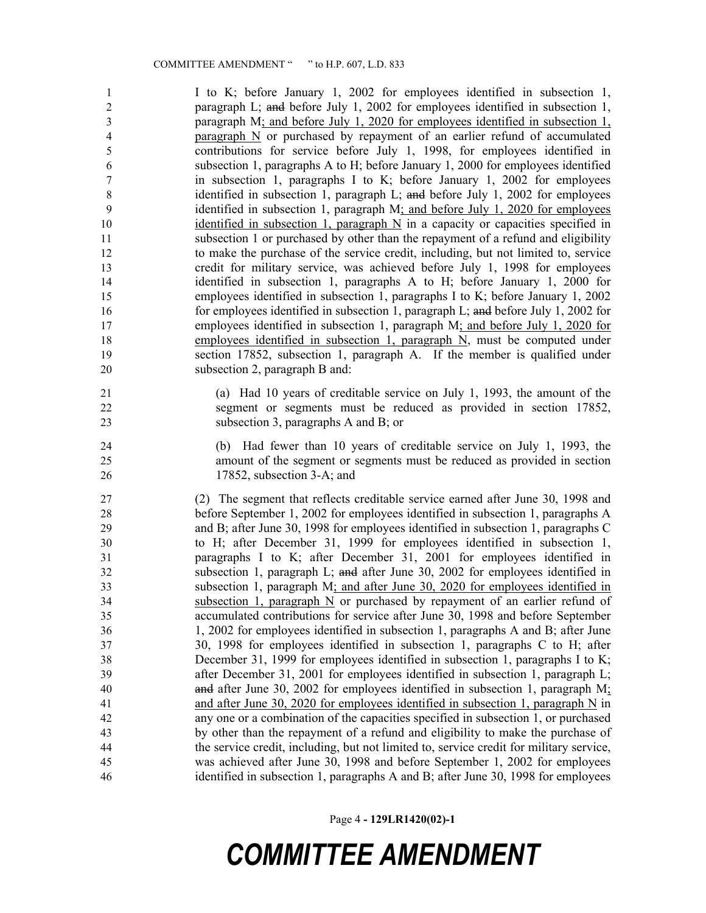I to K; before January 1, 2002 for employees identified in subsection 1, paragraph L; ~~and~~ before July 1, 2002 for employees identified in subsection 1, paragraph M; and before July 1, 2020 for employees identified in subsection 1, paragraph N or purchased by repayment of an earlier refund of accumulated contributions for service before July 1, 1998, for employees identified in subsection 1, paragraphs A to H; before January 1, 2000 for employees identified in subsection 1, paragraphs I to K; before January 1, 2002 for employees identified in subsection 1, paragraph L; ~~and~~ before July 1, 2002 for employees identified in subsection 1, paragraph M; and before July 1, 2020 for employees identified in subsection 1, paragraph N in a capacity or capacities specified in subsection 1 or purchased by other than the repayment of a refund and eligibility to make the purchase of the service credit, including, but not limited to, service credit for military service, was achieved before July 1, 1998 for employees identified in subsection 1, paragraphs A to H; before January 1, 2000 for employees identified in subsection 1, paragraphs I to K; before January 1, 2002 for employees identified in subsection 1, paragraph L; ~~and~~ before July 1, 2002 for employees identified in subsection 1, paragraph M; and before July 1, 2020 for employees identified in subsection 1, paragraph N, must be computed under section 17852, subsection 1, paragraph A. If the member is qualified under subsection 2, paragraph B and:

(a) Had 10 years of creditable service on July 1, 1993, the amount of the segment or segments must be reduced as provided in section 17852, subsection 3, paragraphs A and B; or

(b) Had fewer than 10 years of creditable service on July 1, 1993, the amount of the segment or segments must be reduced as provided in section 17852, subsection 3-A; and

(2) The segment that reflects creditable service earned after June 30, 1998 and before September 1, 2002 for employees identified in subsection 1, paragraphs A and B; after June 30, 1998 for employees identified in subsection 1, paragraphs C to H; after December 31, 1999 for employees identified in subsection 1, paragraphs I to K; after December 31, 2001 for employees identified in subsection 1, paragraph L; ~~and~~ after June 30, 2002 for employees identified in subsection 1, paragraph M; and after June 30, 2020 for employees identified in subsection 1, paragraph N or purchased by repayment of an earlier refund of accumulated contributions for service after June 30, 1998 and before September 1, 2002 for employees identified in subsection 1, paragraphs A and B; after June 30, 1998 for employees identified in subsection 1, paragraphs C to H; after December 31, 1999 for employees identified in subsection 1, paragraphs I to K; after December 31, 2001 for employees identified in subsection 1, paragraph L; ~~and~~ after June 30, 2002 for employees identified in subsection 1, paragraph M; and after June 30, 2020 for employees identified in subsection 1, paragraph N in any one or a combination of the capacities specified in subsection 1, or purchased by other than the repayment of a refund and eligibility to make the purchase of the service credit, including, but not limited to, service credit for military service, was achieved after June 30, 1998 and before September 1, 2002 for employees identified in subsection 1, paragraphs A and B; after June 30, 1998 for employees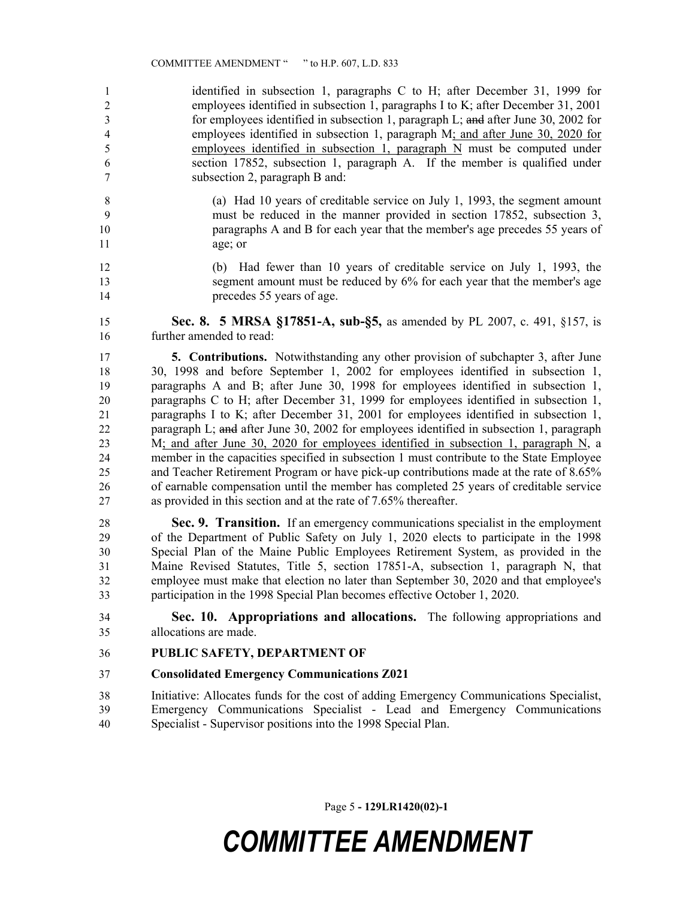identified in subsection 1, paragraphs C to H; after December 31, 1999 for employees identified in subsection 1, paragraphs I to K; after December 31, 2001 for employees identified in subsection 1, paragraph L; ~~and~~ after June 30, 2002 for employees identified in subsection 1, paragraph M; and after June 30, 2020 for employees identified in subsection 1, paragraph N must be computed under section 17852, subsection 1, paragraph A. If the member is qualified under subsection 2, paragraph B and:

(a) Had 10 years of creditable service on July 1, 1993, the segment amount must be reduced in the manner provided in section 17852, subsection 3, paragraphs A and B for each year that the member's age precedes 55 years of age; or

(b) Had fewer than 10 years of creditable service on July 1, 1993, the segment amount must be reduced by 6% for each year that the member's age precedes 55 years of age.

**Sec. 8. 5 MRSA §17851-A, sub-§5,** as amended by PL 2007, c. 491, §157, is further amended to read:

**5. Contributions.** Notwithstanding any other provision of subchapter 3, after June 30, 1998 and before September 1, 2002 for employees identified in subsection 1, paragraphs A and B; after June 30, 1998 for employees identified in subsection 1, paragraphs C to H; after December 31, 1999 for employees identified in subsection 1, paragraphs I to K; after December 31, 2001 for employees identified in subsection 1, paragraph L; ~~and~~ after June 30, 2002 for employees identified in subsection 1, paragraph M; and after June 30, 2020 for employees identified in subsection 1, paragraph N, a member in the capacities specified in subsection 1 must contribute to the State Employee and Teacher Retirement Program or have pick-up contributions made at the rate of 8.65% of earnable compensation until the member has completed 25 years of creditable service as provided in this section and at the rate of 7.65% thereafter.

**Sec. 9. Transition.** If an emergency communications specialist in the employment of the Department of Public Safety on July 1, 2020 elects to participate in the 1998 Special Plan of the Maine Public Employees Retirement System, as provided in the Maine Revised Statutes, Title 5, section 17851-A, subsection 1, paragraph N, that employee must make that election no later than September 30, 2020 and that employee's participation in the 1998 Special Plan becomes effective October 1, 2020.

**Sec. 10. Appropriations and allocations.** The following appropriations and allocations are made.

**PUBLIC SAFETY, DEPARTMENT OF**

**Consolidated Emergency Communications Z021**

Initiative: Allocates funds for the cost of adding Emergency Communications Specialist, Emergency Communications Specialist - Lead and Emergency Communications Specialist - Supervisor positions into the 1998 Special Plan.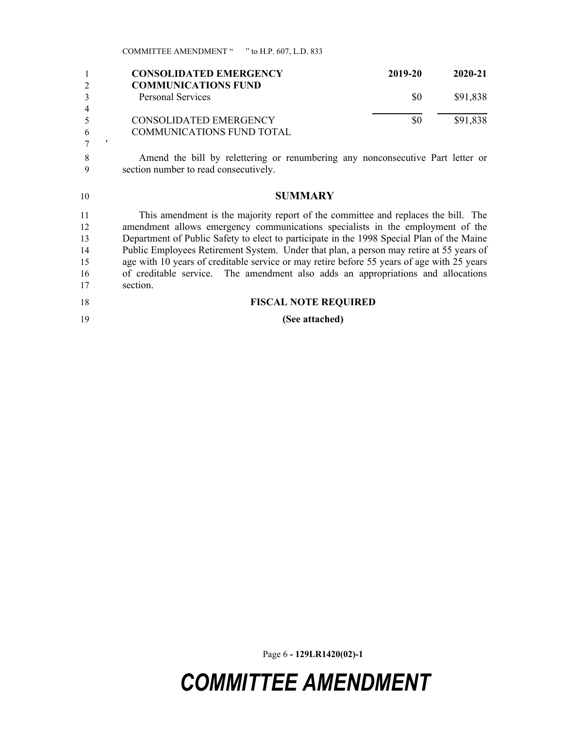| CONSOLIDATED EMERGENCY COMMUNICATIONS FUND | 2019-20 | 2020-21 |
|---|---|---|
| Personal Services | $0 | $91,838 |
| CONSOLIDATED EMERGENCY COMMUNICATIONS FUND TOTAL | $0 | $91,838 |

'

Amend the bill by relettering or renumbering any nonconsecutive Part letter or section number to read consecutively.

## SUMMARY

This amendment is the majority report of the committee and replaces the bill. The amendment allows emergency communications specialists in the employment of the Department of Public Safety to elect to participate in the 1998 Special Plan of the Maine Public Employees Retirement System. Under that plan, a person may retire at 55 years of age with 10 years of creditable service or may retire before 55 years of age with 25 years of creditable service. The amendment also adds an appropriations and allocations section.

**FISCAL NOTE REQUIRED**

**(See attached)**

# *COMMITTEE AMENDMENT*